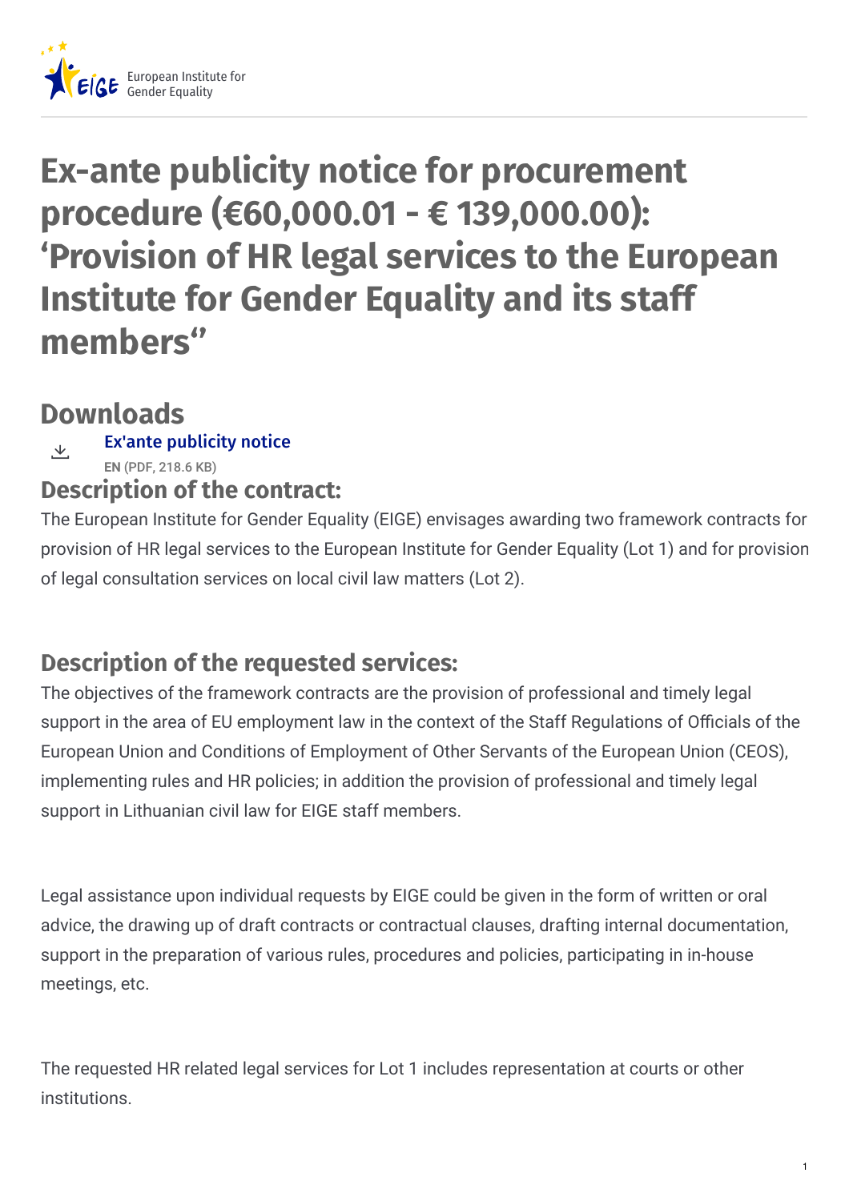# Ex-ante publicity notice for procurement procedure (€60,000.01 - € 139,000.00): ‘Provision of HR legal services to the European Institute for Gender Equality and its staff members“

## Downloads

Ex'ante publicity notice
EN (PDF, 218.6 KB)

### Description of the contract:

The European Institute for Gender Equality (EIGE) envisages awarding two framework contracts for provision of HR legal services to the European Institute for Gender Equality (Lot 1) and for provision of legal consultation services on local civil law matters (Lot 2).

### Description of the requested services:

The objectives of the framework contracts are the provision of professional and timely legal support in the area of EU employment law in the context of the Staff Regulations of Officials of the European Union and Conditions of Employment of Other Servants of the European Union (CEOS), implementing rules and HR policies; in addition the provision of professional and timely legal support in Lithuanian civil law for EIGE staff members.

Legal assistance upon individual requests by EIGE could be given in the form of written or oral advice, the drawing up of draft contracts or contractual clauses, drafting internal documentation, support in the preparation of various rules, procedures and policies, participating in in-house meetings, etc.

The requested HR related legal services for Lot 1 includes representation at courts or other institutions.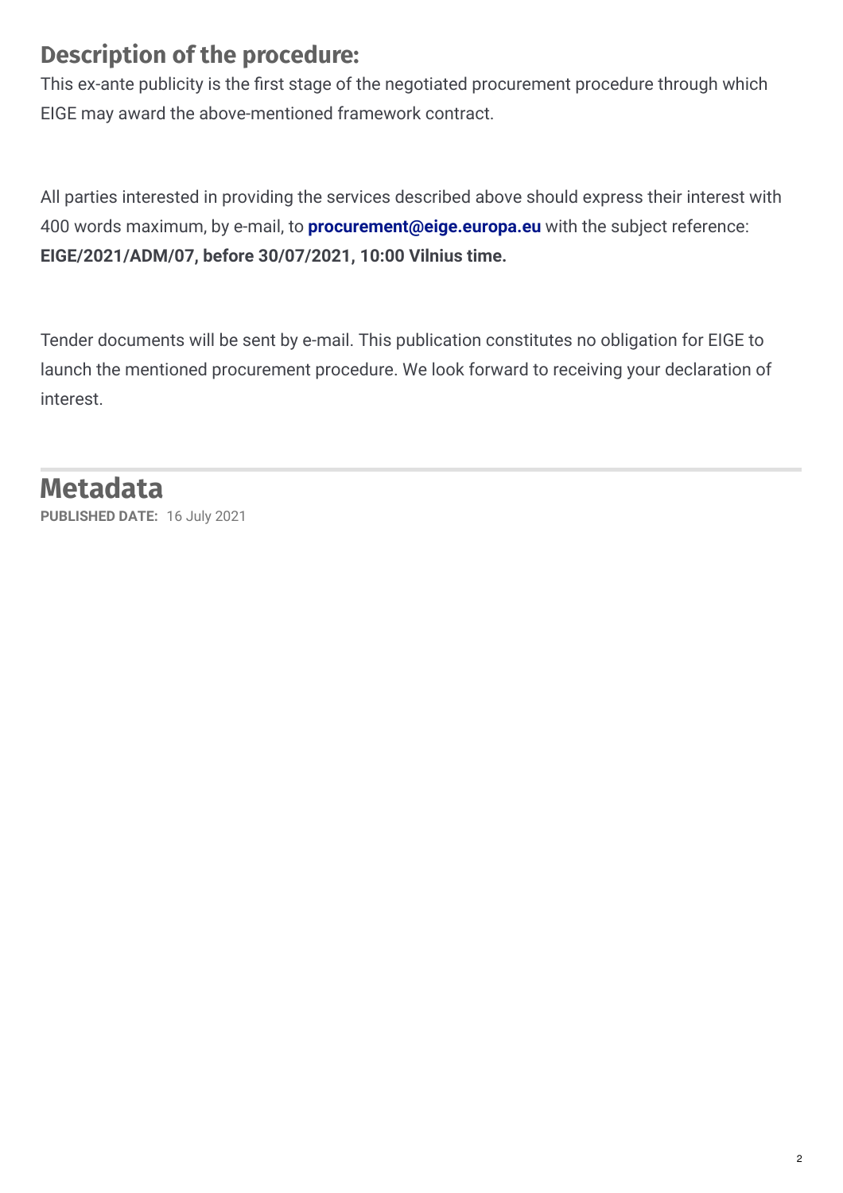## Description of the procedure:

This ex-ante publicity is the first stage of the negotiated procurement procedure through which EIGE may award the above-mentioned framework contract.

All parties interested in providing the services described above should express their interest with 400 words maximum, by e-mail, to **procurement@eige.europa.eu** with the subject reference: **EIGE/2021/ADM/07, before 30/07/2021, 10:00 Vilnius time.**

Tender documents will be sent by e-mail. This publication constitutes no obligation for EIGE to launch the mentioned procurement procedure. We look forward to receiving your declaration of interest.

## Metadata

**PUBLISHED DATE:** 16 July 2021